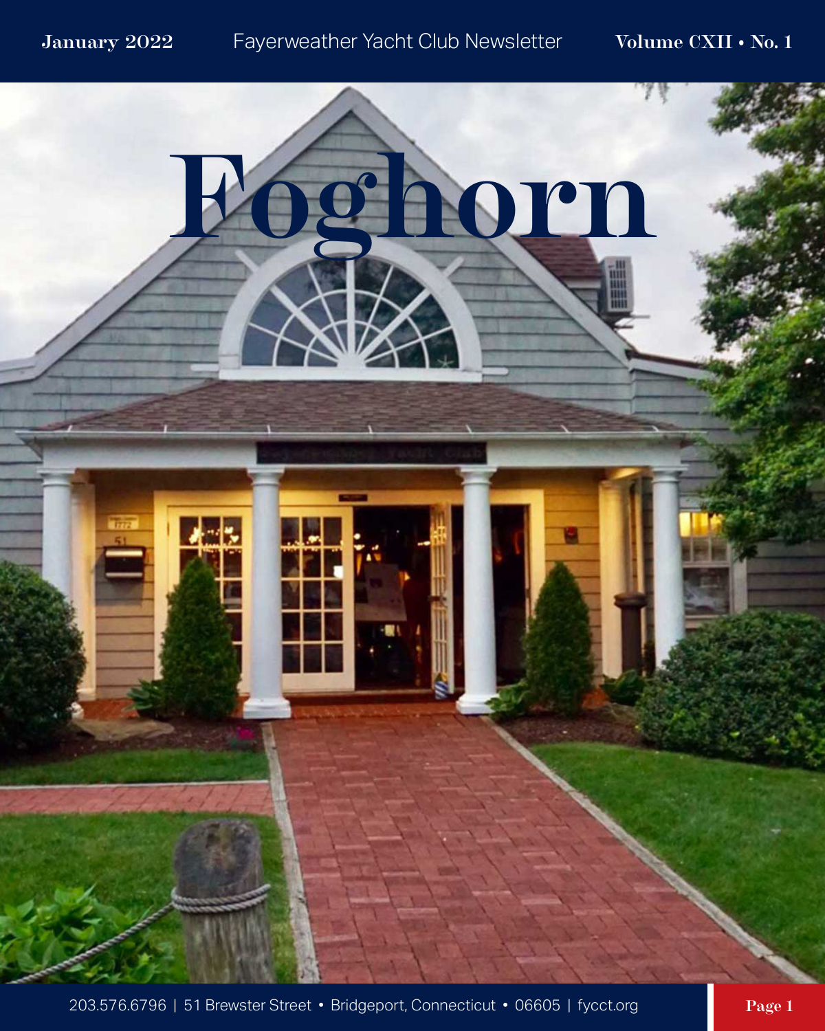January 2022 Fayerweather Yacht Club Newsletter Volume CXII • No. 1

# Foghorn

203.576.6796 | 51 Brewster Street • Bridgeport, Connecticut • 06605 | fycct.org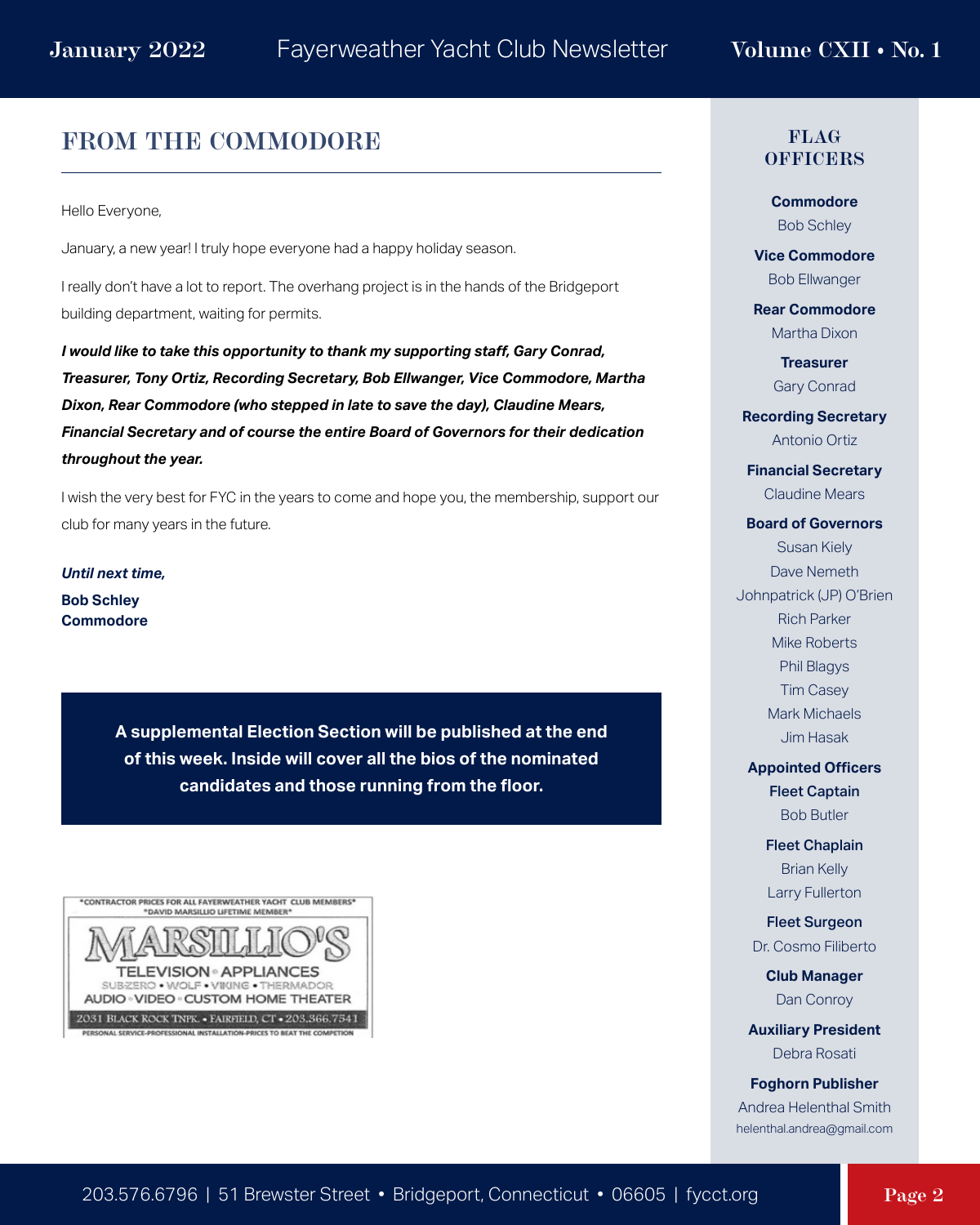## FROM THE COMMODORE

Hello Everyone,

January, a new year! I truly hope everyone had a happy holiday season.

I really don't have a lot to report. The overhang project is in the hands of the Bridgeport building department, waiting for permits.

***I would like to take this opportunity to thank my supporting staff, Gary Conrad, Treasurer, Tony Ortiz, Recording Secretary, Bob Ellwanger, Vice Commodore, Martha Dixon, Rear Commodore (who stepped in late to save the day), Claudine Mears, Financial Secretary and of course the entire Board of Governors for their dedication throughout the year.***

I wish the very best for FYC in the years to come and hope you, the membership, support our club for many years in the future.

***Until next time,***

**Bob Schley**
**Commodore**

**A supplemental Election Section will be published at the end of this week. Inside will cover all the bios of the nominated candidates and those running from the floor.**

*CONTRACTOR PRICES FOR ALL FAYERWEATHER YACHT CLUB MEMBERS*
*DAVID MARSILLIO LIFETIME MEMBER*

MARSILLIO'S

TELEVISION • APPLIANCES
SUBZERO • WOLF • VIKING • THERMADOR
AUDIO • VIDEO • CUSTOM HOME THEATER
2031 BLACK ROCK TNPK. • FAIRFIELD, CT • 203.366.7541
PERSONAL SERVICE-PROFESSIONAL INSTALLATION-PRICES TO BEAT THE COMPETION

### FLAG OFFICERS

**Commodore**
Bob Schley

**Vice Commodore**
Bob Ellwanger

**Rear Commodore**
Martha Dixon

**Treasurer**
Gary Conrad

**Recording Secretary**
Antonio Ortiz

**Financial Secretary**
Claudine Mears

**Board of Governors**
Susan Kiely
Dave Nemeth
Johnpatrick (JP) O'Brien
Rich Parker
Mike Roberts
Phil Blagys
Tim Casey
Mark Michaels
Jim Hasak

**Appointed Officers**

**Fleet Captain**
Bob Butler

**Fleet Chaplain**
Brian Kelly
Larry Fullerton

**Fleet Surgeon**
Dr. Cosmo Filiberto

**Club Manager**
Dan Conroy

**Auxiliary President**
Debra Rosati

**Foghorn Publisher**
Andrea Helenthal Smith
helenthal.andrea@gmail.com

203.576.6796 | 51 Brewster Street • Bridgeport, Connecticut • 06605 | fycct.org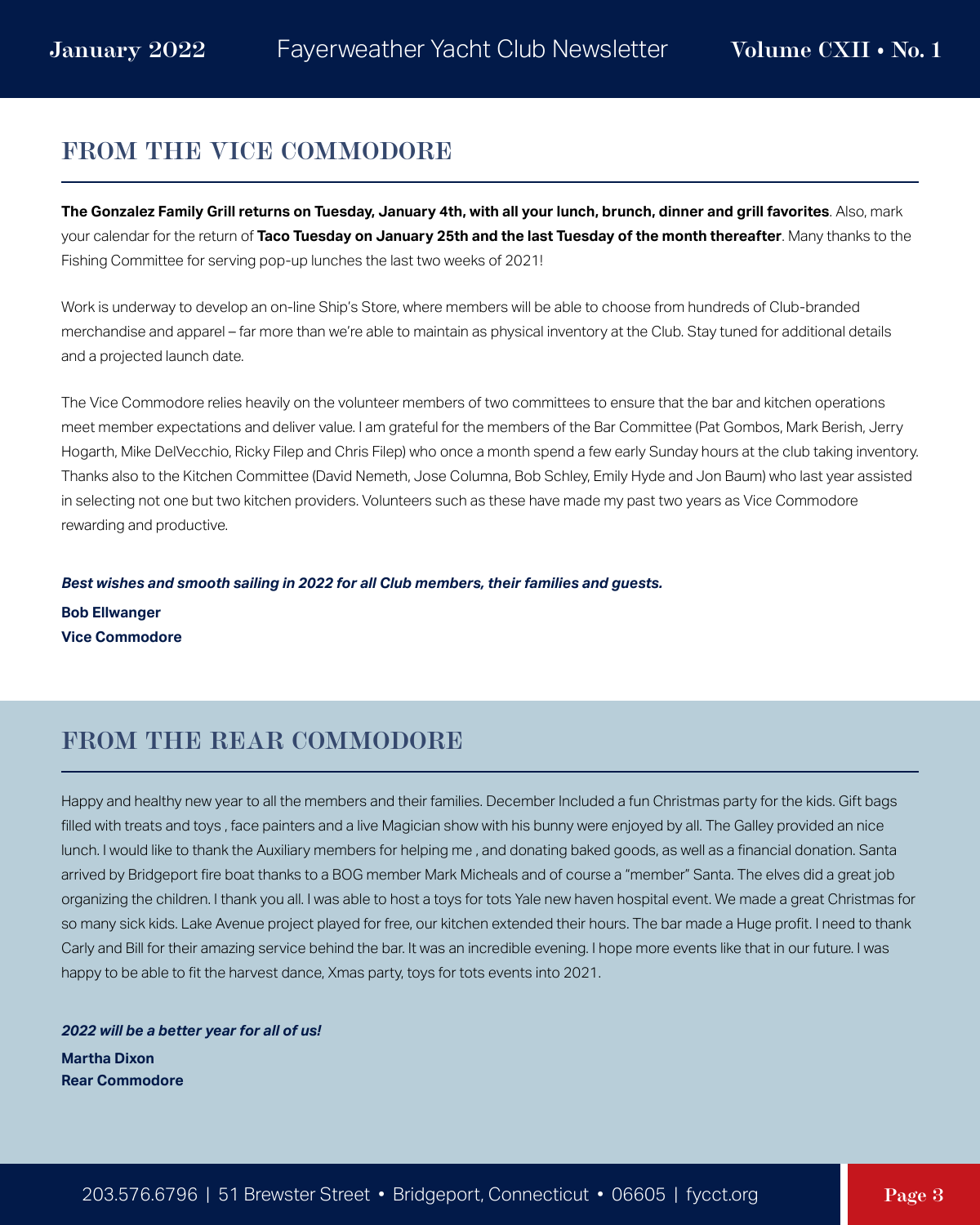## FROM THE VICE COMMODORE

**The Gonzalez Family Grill returns on Tuesday, January 4th, with all your lunch, brunch, dinner and grill favorites**. Also, mark your calendar for the return of **Taco Tuesday on January 25th and the last Tuesday of the month thereafter**. Many thanks to the Fishing Committee for serving pop-up lunches the last two weeks of 2021!

Work is underway to develop an on-line Ship's Store, where members will be able to choose from hundreds of Club-branded merchandise and apparel – far more than we're able to maintain as physical inventory at the Club. Stay tuned for additional details and a projected launch date.

The Vice Commodore relies heavily on the volunteer members of two committees to ensure that the bar and kitchen operations meet member expectations and deliver value. I am grateful for the members of the Bar Committee (Pat Gombos, Mark Berish, Jerry Hogarth, Mike DelVecchio, Ricky Filep and Chris Filep) who once a month spend a few early Sunday hours at the club taking inventory. Thanks also to the Kitchen Committee (David Nemeth, Jose Columna, Bob Schley, Emily Hyde and Jon Baum) who last year assisted in selecting not one but two kitchen providers. Volunteers such as these have made my past two years as Vice Commodore rewarding and productive.

***Best wishes and smooth sailing in 2022 for all Club members, their families and guests.***

**Bob Ellwanger**
**Vice Commodore**

## FROM THE REAR COMMODORE

Happy and healthy new year to all the members and their families. December Included a fun Christmas party for the kids. Gift bags filled with treats and toys , face painters and a live Magician show with his bunny were enjoyed by all. The Galley provided an nice lunch. I would like to thank the Auxiliary members for helping me , and donating baked goods, as well as a financial donation. Santa arrived by Bridgeport fire boat thanks to a BOG member Mark Micheals and of course a "member" Santa. The elves did a great job organizing the children. I thank you all. I was able to host a toys for tots Yale new haven hospital event. We made a great Christmas for so many sick kids. Lake Avenue project played for free, our kitchen extended their hours. The bar made a Huge profit. I need to thank Carly and Bill for their amazing service behind the bar. It was an incredible evening. I hope more events like that in our future. I was happy to be able to fit the harvest dance, Xmas party, toys for tots events into 2021.

***2022 will be a better year for all of us!***

**Martha Dixon**
**Rear Commodore**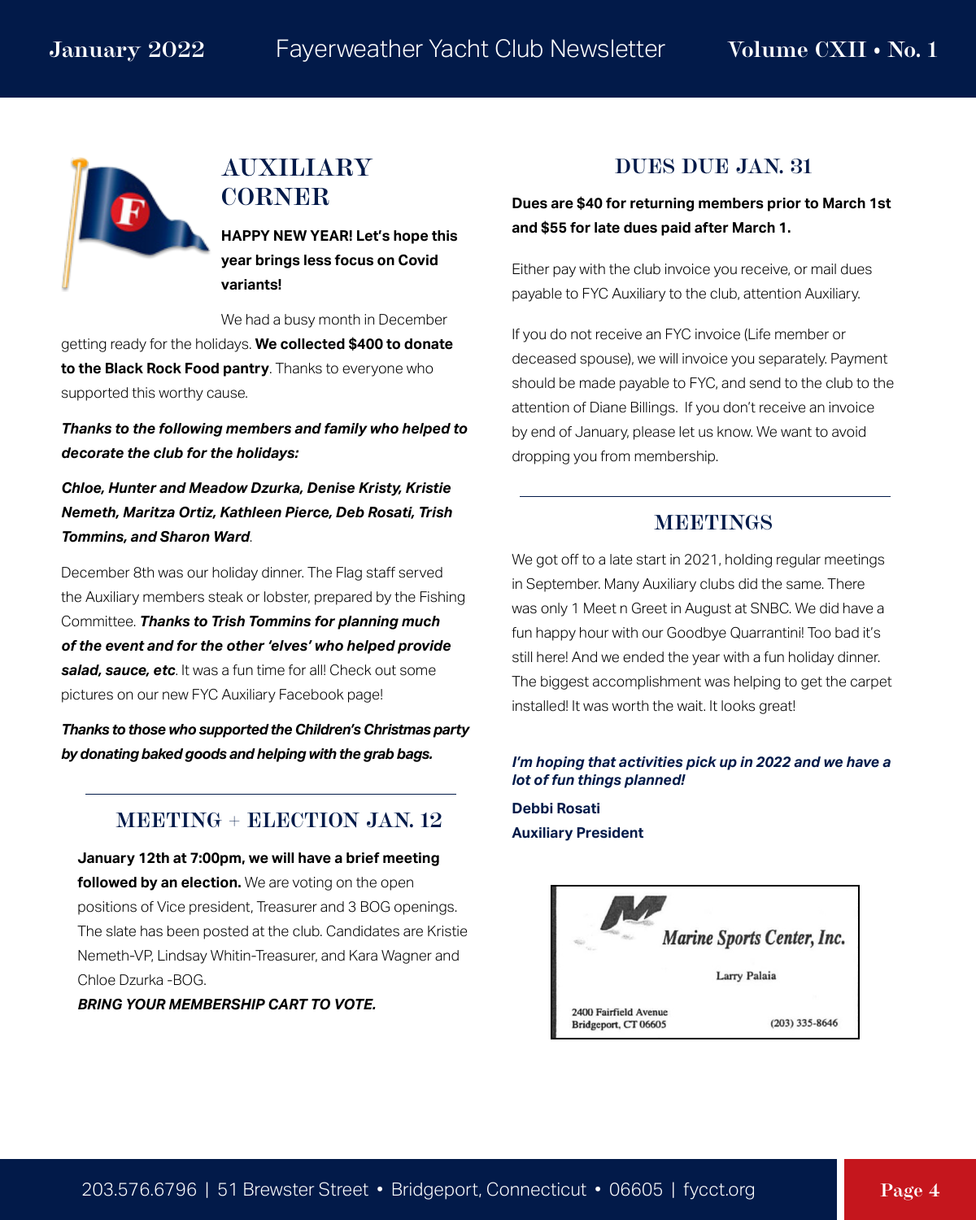## AUXILIARY CORNER

**HAPPY NEW YEAR! Let's hope this year brings less focus on Covid variants!**

We had a busy month in December getting ready for the holidays. **We collected $400 to donate to the Black Rock Food pantry**. Thanks to everyone who supported this worthy cause.

***Thanks to the following members and family who helped to decorate the club for the holidays:***

***Chloe, Hunter and Meadow Dzurka, Denise Kristy, Kristie Nemeth, Maritza Ortiz, Kathleen Pierce, Deb Rosati, Trish Tommins, and Sharon Ward***.

December 8th was our holiday dinner. The Flag staff served the Auxiliary members steak or lobster, prepared by the Fishing Committee. ***Thanks to Trish Tommins for planning much of the event and for the other 'elves' who helped provide salad, sauce, etc***. It was a fun time for all! Check out some pictures on our new FYC Auxiliary Facebook page!

***Thanks to those who supported the Children's Christmas party by donating baked goods and helping with the grab bags.***

## MEETING + ELECTION JAN. 12

**January 12th at 7:00pm, we will have a brief meeting followed by an election.** We are voting on the open positions of Vice president, Treasurer and 3 BOG openings. The slate has been posted at the club. Candidates are Kristie Nemeth-VP, Lindsay Whitin-Treasurer, and Kara Wagner and Chloe Dzurka -BOG.

***BRING YOUR MEMBERSHIP CART TO VOTE.***

## DUES DUE JAN. 31

**Dues are $40 for returning members prior to March 1st and $55 for late dues paid after March 1.**

Either pay with the club invoice you receive, or mail dues payable to FYC Auxiliary to the club, attention Auxiliary.

If you do not receive an FYC invoice (Life member or deceased spouse), we will invoice you separately. Payment should be made payable to FYC, and send to the club to the attention of Diane Billings. If you don't receive an invoice by end of January, please let us know. We want to avoid dropping you from membership.

## MEETINGS

We got off to a late start in 2021, holding regular meetings in September. Many Auxiliary clubs did the same. There was only 1 Meet n Greet in August at SNBC. We did have a fun happy hour with our Goodbye Quarrantini! Too bad it's still here! And we ended the year with a fun holiday dinner. The biggest accomplishment was helping to get the carpet installed! It was worth the wait. It looks great!

***I'm hoping that activities pick up in 2022 and we have a lot of fun things planned!***

**Debbi Rosati**
**Auxiliary President**

Marine Sports Center, Inc.
Larry Palaia
2400 Fairfield Avenue
Bridgeport, CT 06605
(203) 335-8646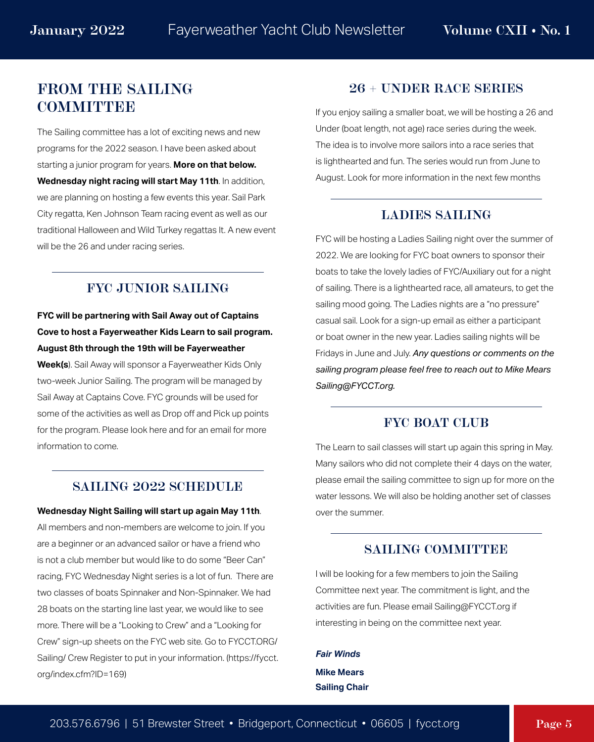## FROM THE SAILING COMMITTEE

The Sailing committee has a lot of exciting news and new programs for the 2022 season. I have been asked about starting a junior program for years. **More on that below. Wednesday night racing will start May 11th**. In addition, we are planning on hosting a few events this year. Sail Park City regatta, Ken Johnson Team racing event as well as our traditional Halloween and Wild Turkey regattas It. A new event will be the 26 and under racing series.

## FYC JUNIOR SAILING

**FYC will be partnering with Sail Away out of Captains Cove to host a Fayerweather Kids Learn to sail program. August 8th through the 19th will be Fayerweather Week(s**). Sail Away will sponsor a Fayerweather Kids Only two-week Junior Sailing. The program will be managed by Sail Away at Captains Cove. FYC grounds will be used for some of the activities as well as Drop off and Pick up points for the program. Please look here and for an email for more information to come.

## SAILING 2022 SCHEDULE

**Wednesday Night Sailing will start up again May 11th**. All members and non-members are welcome to join. If you are a beginner or an advanced sailor or have a friend who is not a club member but would like to do some "Beer Can" racing, FYC Wednesday Night series is a lot of fun. There are two classes of boats Spinnaker and Non-Spinnaker. We had 28 boats on the starting line last year, we would like to see more. There will be a "Looking to Crew" and a "Looking for Crew" sign-up sheets on the FYC web site. Go to FYCCT.ORG/ Sailing/ Crew Register to put in your information. (https://fycct.org/index.cfm?ID=169)

## 26 + UNDER RACE SERIES

If you enjoy sailing a smaller boat, we will be hosting a 26 and Under (boat length, not age) race series during the week. The idea is to involve more sailors into a race series that is lighthearted and fun. The series would run from June to August. Look for more information in the next few months

## LADIES SAILING

FYC will be hosting a Ladies Sailing night over the summer of 2022. We are looking for FYC boat owners to sponsor their boats to take the lovely ladies of FYC/Auxiliary out for a night of sailing. There is a lighthearted race, all amateurs, to get the sailing mood going. The Ladies nights are a "no pressure" casual sail. Look for a sign-up email as either a participant or boat owner in the new year. Ladies sailing nights will be Fridays in June and July. *Any questions or comments on the sailing program please feel free to reach out to Mike Mears Sailing@FYCCT.org.*

## FYC BOAT CLUB

The Learn to sail classes will start up again this spring in May. Many sailors who did not complete their 4 days on the water, please email the sailing committee to sign up for more on the water lessons. We will also be holding another set of classes over the summer.

## SAILING COMMITTEE

I will be looking for a few members to join the Sailing Committee next year. The commitment is light, and the activities are fun. Please email Sailing@FYCCT.org if interesting in being on the committee next year.

***Fair Winds***

**Mike Mears**
**Sailing Chair**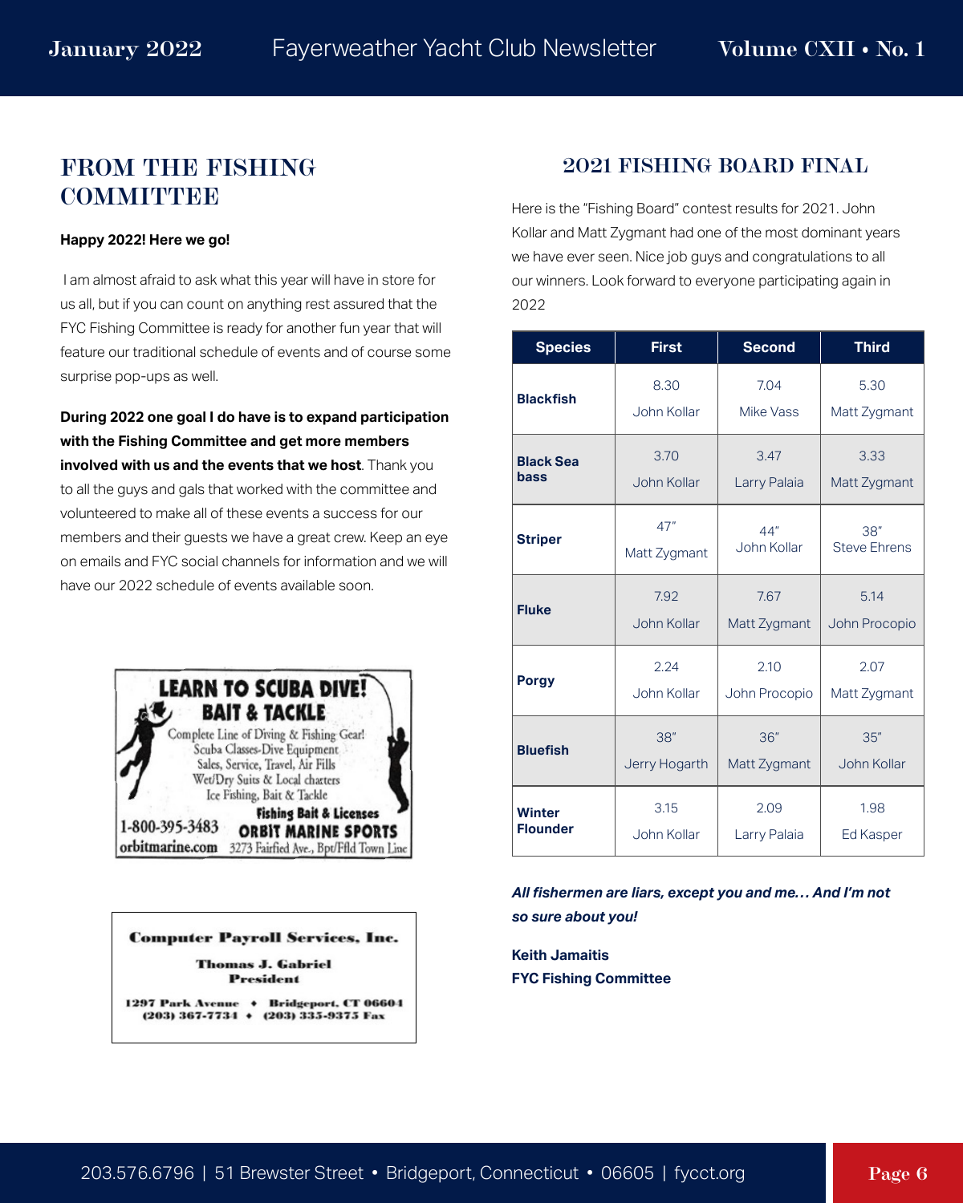## FROM THE FISHING COMMITTEE

**Happy 2022! Here we go!**

I am almost afraid to ask what this year will have in store for us all, but if you can count on anything rest assured that the FYC Fishing Committee is ready for another fun year that will feature our traditional schedule of events and of course some surprise pop-ups as well.

**During 2022 one goal I do have is to expand participation with the Fishing Committee and get more members involved with us and the events that we host**. Thank you to all the guys and gals that worked with the committee and volunteered to make all of these events a success for our members and their guests we have a great crew. Keep an eye on emails and FYC social channels for information and we will have our 2022 schedule of events available soon.

**LEARN TO SCUBA DIVE!**
**BAIT & TACKLE**
Complete Line of Diving & Fishing Gear!
Scuba Classes-Dive Equipment
Sales, Service, Travel, Air Fills
Wet/Dry Suits & Local charters
Ice Fishing, Bait & Tackle
**Fishing Bait & Licenses**
1-800-395-3483 **ORBIT MARINE SPORTS**
orbitmarine.com 3273 Fairfied Ave., Bpt/Ffld Town Line

**Computer Payroll Services, Inc.**
**Thomas J. Gabriel**
**President**
1297 Park Avenue • Bridgeport, CT 06604
(203) 367-7734 • (203) 335-9375 Fax

## 2021 FISHING BOARD FINAL

Here is the "Fishing Board" contest results for 2021. John Kollar and Matt Zygmant had one of the most dominant years we have ever seen. Nice job guys and congratulations to all our winners. Look forward to everyone participating again in 2022

| Species | First | Second | Third |
|---|---|---|---|
| **Blackfish** | 8.30 John Kollar | 7.04 Mike Vass | 5.30 Matt Zygmant |
| **Black Sea bass** | 3.70 John Kollar | 3.47 Larry Palaia | 3.33 Matt Zygmant |
| **Striper** | 47" Matt Zygmant | 44" John Kollar | 38" Steve Ehrens |
| **Fluke** | 7.92 John Kollar | 7.67 Matt Zygmant | 5.14 John Procopio |
| **Porgy** | 2.24 John Kollar | 2.10 John Procopio | 2.07 Matt Zygmant |
| **Bluefish** | 38" Jerry Hogarth | 36" Matt Zygmant | 35" John Kollar |
| **Winter Flounder** | 3.15 John Kollar | 2.09 Larry Palaia | 1.98 Ed Kasper |

***All fishermen are liars, except you and me… And I'm not so sure about you!***

**Keith Jamaitis**
**FYC Fishing Committee**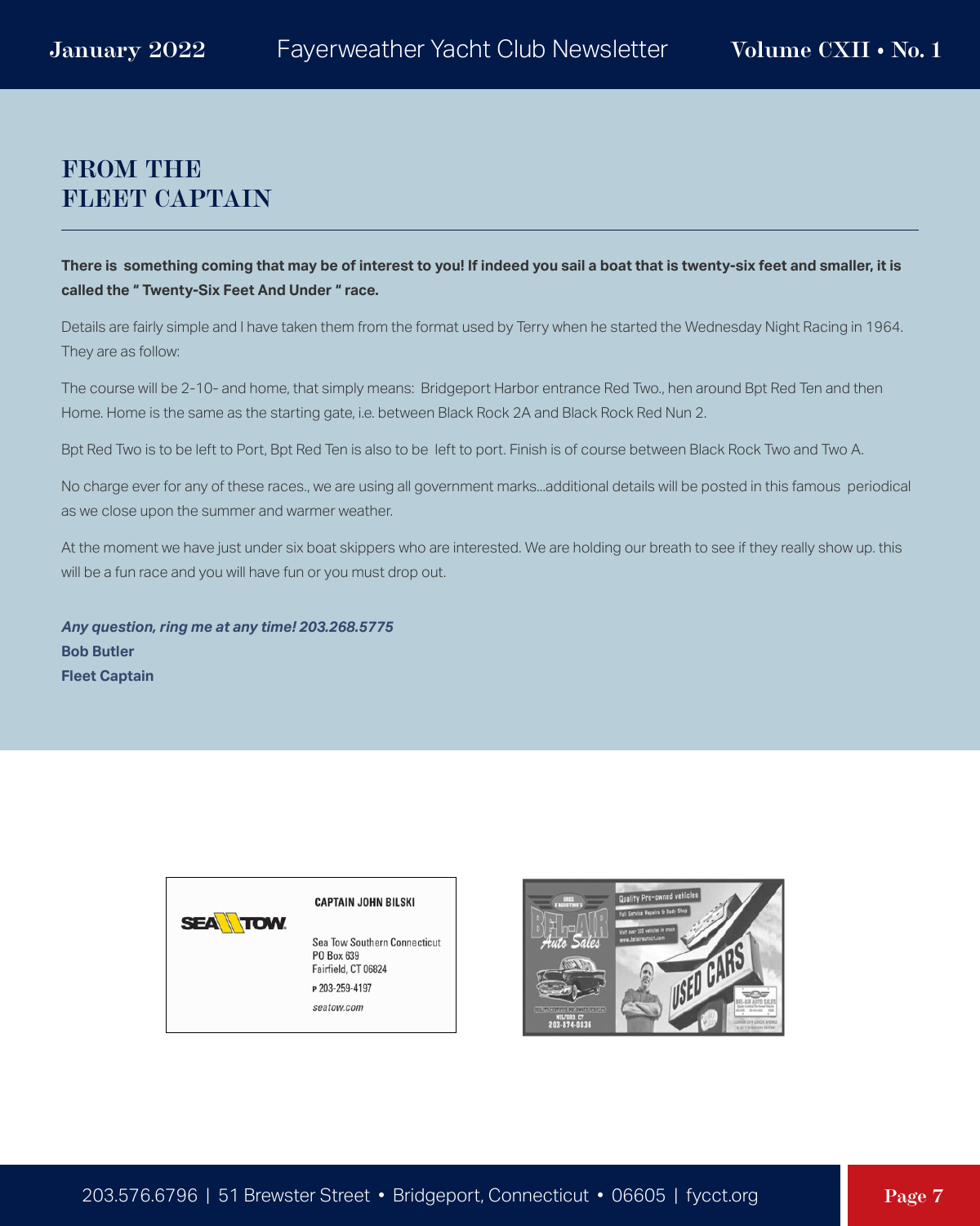# FROM THE FLEET CAPTAIN

**There is something coming that may be of interest to you! If indeed you sail a boat that is twenty-six feet and smaller, it is called the " Twenty-Six Feet And Under " race.**

Details are fairly simple and I have taken them from the format used by Terry when he started the Wednesday Night Racing in 1964. They are as follow:

The course will be 2-10- and home, that simply means: Bridgeport Harbor entrance Red Two., hen around Bpt Red Ten and then Home. Home is the same as the starting gate, i.e. between Black Rock 2A and Black Rock Red Nun 2.

Bpt Red Two is to be left to Port, Bpt Red Ten is also to be left to port. Finish is of course between Black Rock Two and Two A.

No charge ever for any of these races., we are using all government marks...additional details will be posted in this famous periodical as we close upon the summer and warmer weather.

At the moment we have just under six boat skippers who are interested. We are holding our breath to see if they really show up. this will be a fun race and you will have fun or you must drop out.

***Any question, ring me at any time! 203.268.5775***
**Bob Butler**
**Fleet Captain**

SEA TOW

CAPTAIN JOHN BILSKI

Sea Tow Southern Connecticut
PO Box 639
Fairfield, CT 06824
P 203-259-4197
seatow.com

BEL-AIR Auto Sales
Quality Pre-owned vehicles
Full Service Repairs & Body Shop
Visit over 100 vehicles in stock
www.belairautoct.com
USED CARS
MILFORD, CT
203-874-0836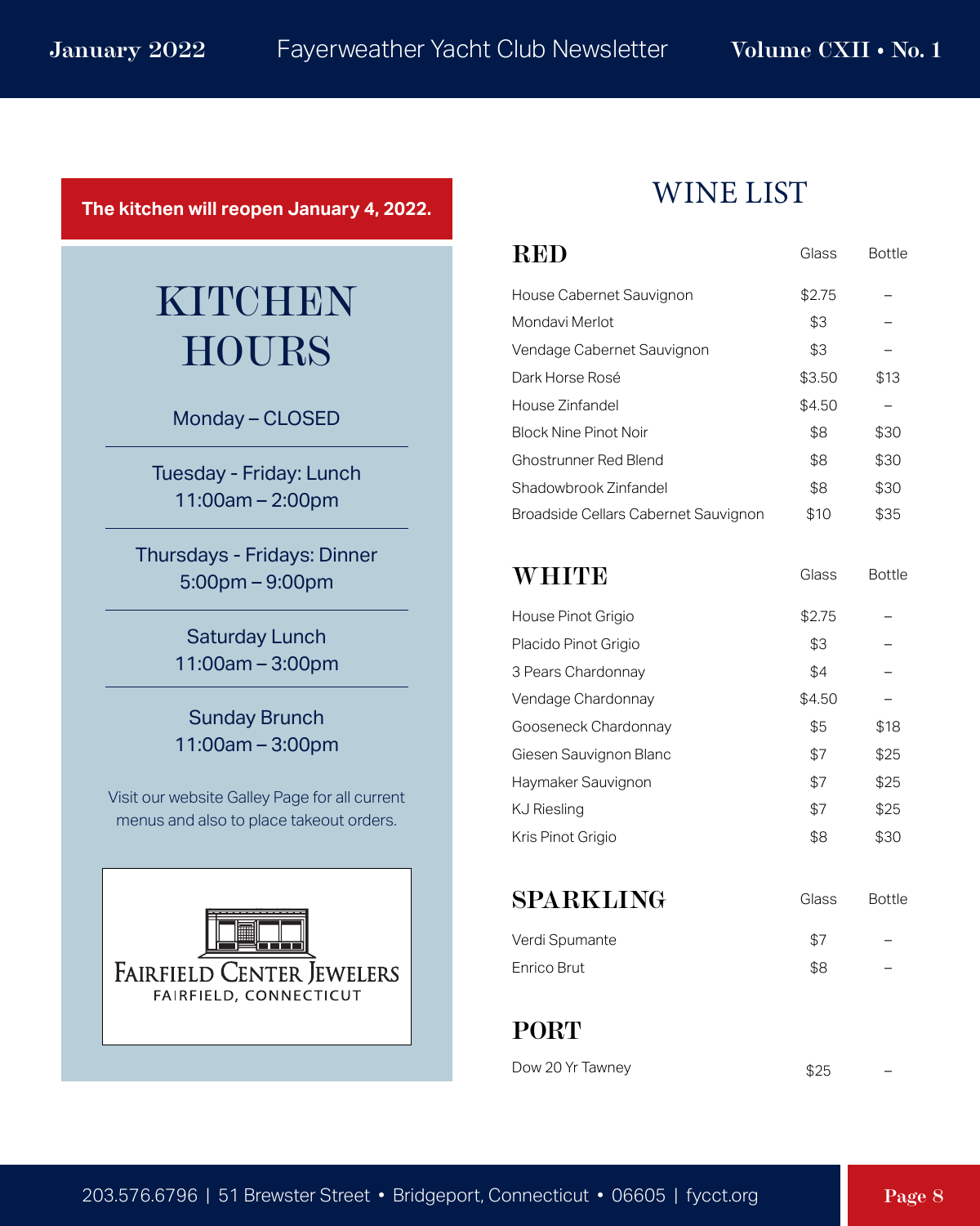**The kitchen will reopen January 4, 2022.**

# KITCHEN HOURS

Monday – CLOSED

Tuesday - Friday: Lunch
11:00am – 2:00pm

Thursdays - Fridays: Dinner
5:00pm – 9:00pm

Saturday Lunch
11:00am – 3:00pm

Sunday Brunch
11:00am – 3:00pm

Visit our website Galley Page for all current menus and also to place takeout orders.

FAIRFIELD CENTER JEWELERS
FAIRFIELD, CONNECTICUT

# WINE LIST

## RED

| RED | Glass | Bottle |
|---|---|---|
| House Cabernet Sauvignon | $2.75 | – |
| Mondavi Merlot | $3 | – |
| Vendage Cabernet Sauvignon | $3 | – |
| Dark Horse Rosé | $3.50 | $13 |
| House Zinfandel | $4.50 | – |
| Block Nine Pinot Noir | $8 | $30 |
| Ghostrunner Red Blend | $8 | $30 |
| Shadowbrook Zinfandel | $8 | $30 |
| Broadside Cellars Cabernet Sauvignon | $10 | $35 |

## WHITE

| WHITE | Glass | Bottle |
|---|---|---|
| House Pinot Grigio | $2.75 | – |
| Placido Pinot Grigio | $3 | – |
| 3 Pears Chardonnay | $4 | – |
| Vendage Chardonnay | $4.50 | – |
| Gooseneck Chardonnay | $5 | $18 |
| Giesen Sauvignon Blanc | $7 | $25 |
| Haymaker Sauvignon | $7 | $25 |
| KJ Riesling | $7 | $25 |
| Kris Pinot Grigio | $8 | $30 |

## SPARKLING

| SPARKLING | Glass | Bottle |
|---|---|---|
| Verdi Spumante | $7 | – |
| Enrico Brut | $8 | – |

## PORT

| PORT | | |
|---|---|---|
| Dow 20 Yr Tawney | $25 | – |

203.576.6796 | 51 Brewster Street • Bridgeport, Connecticut • 06605 | fycct.org